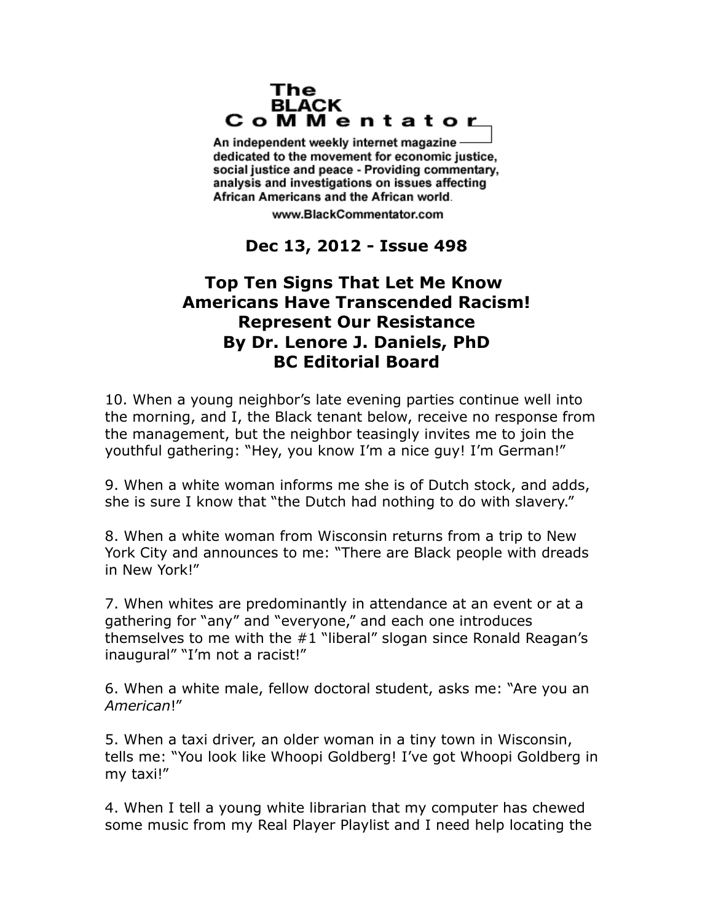**The BLACK CoMMentator**

An independent weekly internet magazine dedicated to the movement for economic justice, social justice and peace - Providing commentary, analysis and investigations on issues affecting African Americans and the African world.

www.BlackCommentator.com

**Dec 13, 2012 - Issue 498**

# Top Ten Signs That Let Me Know Americans Have Transcended Racism! Represent Our Resistance

**By Dr. Lenore J. Daniels, PhD**
**BC Editorial Board**

10. When a young neighbor's late evening parties continue well into the morning, and I, the Black tenant below, receive no response from the management, but the neighbor teasingly invites me to join the youthful gathering: "Hey, you know I'm a nice guy! I'm German!"

9. When a white woman informs me she is of Dutch stock, and adds, she is sure I know that "the Dutch had nothing to do with slavery."

8. When a white woman from Wisconsin returns from a trip to New York City and announces to me: "There are Black people with dreads in New York!"

7. When whites are predominantly in attendance at an event or at a gathering for "any" and "everyone," and each one introduces themselves to me with the #1 "liberal" slogan since Ronald Reagan's inaugural" "I'm not a racist!"

6. When a white male, fellow doctoral student, asks me: "Are you an *American*!"

5. When a taxi driver, an older woman in a tiny town in Wisconsin, tells me: "You look like Whoopi Goldberg! I've got Whoopi Goldberg in my taxi!"

4. When I tell a young white librarian that my computer has chewed some music from my Real Player Playlist and I need help locating the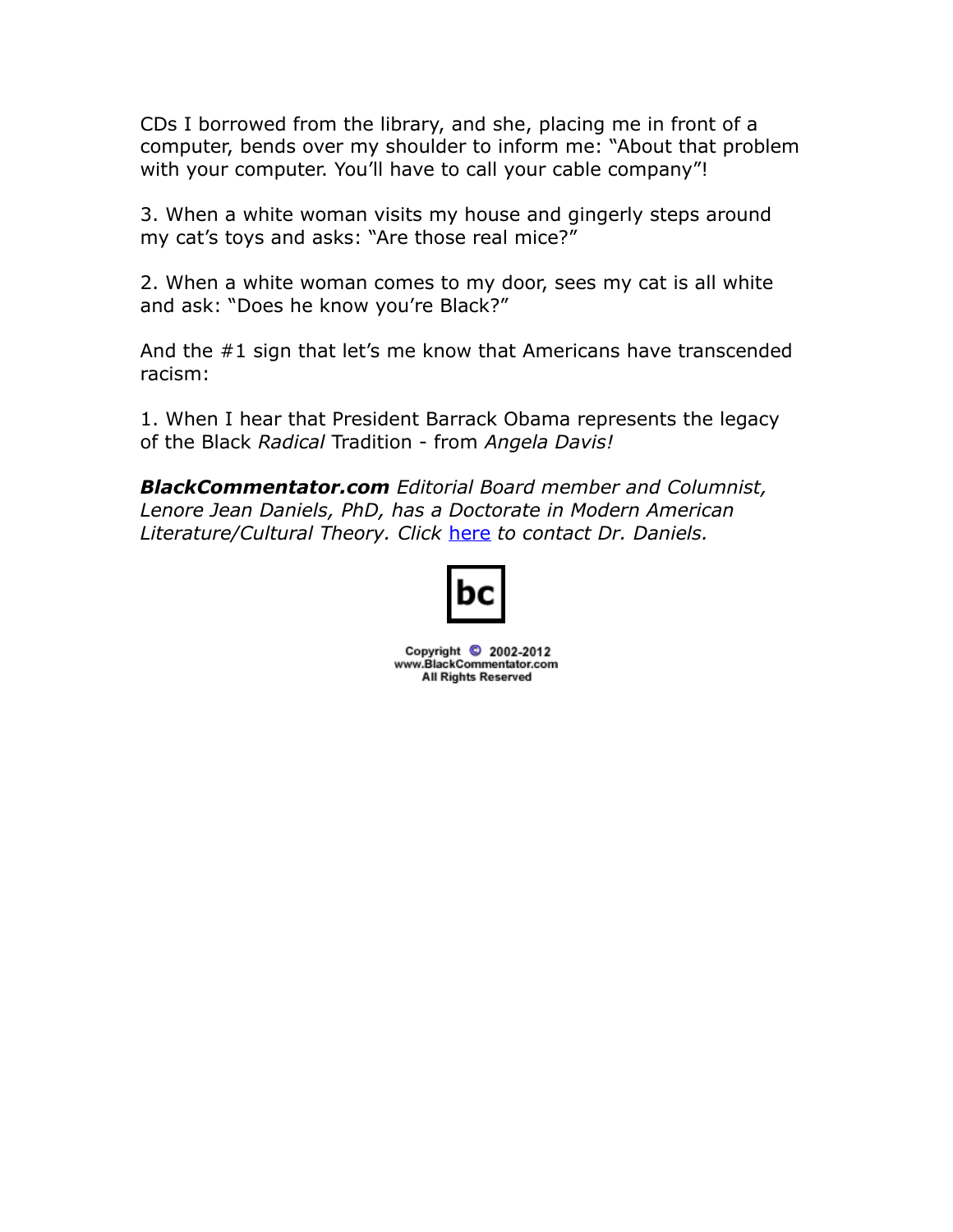CDs I borrowed from the library, and she, placing me in front of a computer, bends over my shoulder to inform me: "About that problem with your computer. You'll have to call your cable company"!

3. When a white woman visits my house and gingerly steps around my cat's toys and asks: "Are those real mice?"

2. When a white woman comes to my door, sees my cat is all white and ask: "Does he know you're Black?"

And the #1 sign that let's me know that Americans have transcended racism:

1. When I hear that President Barrack Obama represents the legacy of the Black *Radical* Tradition - from *Angela Davis!*

***BlackCommentator.com** Editorial Board member and Columnist, Lenore Jean Daniels, PhD, has a Doctorate in Modern American Literature/Cultural Theory. Click [here](#) to contact Dr. Daniels.*

bc

Copyright © 2002-2012
www.BlackCommentator.com
All Rights Reserved